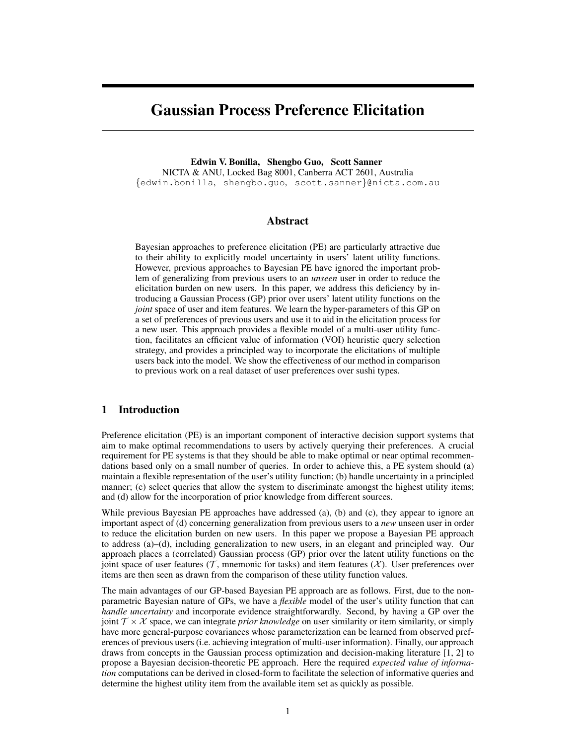# Gaussian Process Preference Elicitation

**Edwin V. Bonilla, Shengbo Guo, Scott Sanner**
NICTA & ANU, Locked Bag 8001, Canberra ACT 2601, Australia
{edwin.bonilla, shengbo.guo, scott.sanner}@nicta.com.au

## Abstract

Bayesian approaches to preference elicitation (PE) are particularly attractive due to their ability to explicitly model uncertainty in users' latent utility functions. However, previous approaches to Bayesian PE have ignored the important problem of generalizing from previous users to an *unseen* user in order to reduce the elicitation burden on new users. In this paper, we address this deficiency by introducing a Gaussian Process (GP) prior over users' latent utility functions on the *joint* space of user and item features. We learn the hyper-parameters of this GP on a set of preferences of previous users and use it to aid in the elicitation process for a new user. This approach provides a flexible model of a multi-user utility function, facilitates an efficient value of information (VOI) heuristic query selection strategy, and provides a principled way to incorporate the elicitations of multiple users back into the model. We show the effectiveness of our method in comparison to previous work on a real dataset of user preferences over sushi types.

## 1 Introduction

Preference elicitation (PE) is an important component of interactive decision support systems that aim to make optimal recommendations to users by actively querying their preferences. A crucial requirement for PE systems is that they should be able to make optimal or near optimal recommendations based only on a small number of queries. In order to achieve this, a PE system should (a) maintain a flexible representation of the user's utility function; (b) handle uncertainty in a principled manner; (c) select queries that allow the system to discriminate amongst the highest utility items; and (d) allow for the incorporation of prior knowledge from different sources.

While previous Bayesian PE approaches have addressed (a), (b) and (c), they appear to ignore an important aspect of (d) concerning generalization from previous users to a *new* unseen user in order to reduce the elicitation burden on new users. In this paper we propose a Bayesian PE approach to address (a)–(d), including generalization to new users, in an elegant and principled way. Our approach places a (correlated) Gaussian process (GP) prior over the latent utility functions on the joint space of user features ($\mathcal{T}$, mnemonic for tasks) and item features ($\mathcal{X}$). User preferences over items are then seen as drawn from the comparison of these utility function values.

The main advantages of our GP-based Bayesian PE approach are as follows. First, due to the non-parametric Bayesian nature of GPs, we have a *flexible* model of the user's utility function that can *handle uncertainty* and incorporate evidence straightforwardly. Second, by having a GP over the joint $\mathcal{T} \times \mathcal{X}$ space, we can integrate *prior knowledge* on user similarity or item similarity, or simply have more general-purpose covariances whose parameterization can be learned from observed preferences of previous users (i.e. achieving integration of multi-user information). Finally, our approach draws from concepts in the Gaussian process optimization and decision-making literature [1, 2] to propose a Bayesian decision-theoretic PE approach. Here the required *expected value of information* computations can be derived in closed-form to facilitate the selection of informative queries and determine the highest utility item from the available item set as quickly as possible.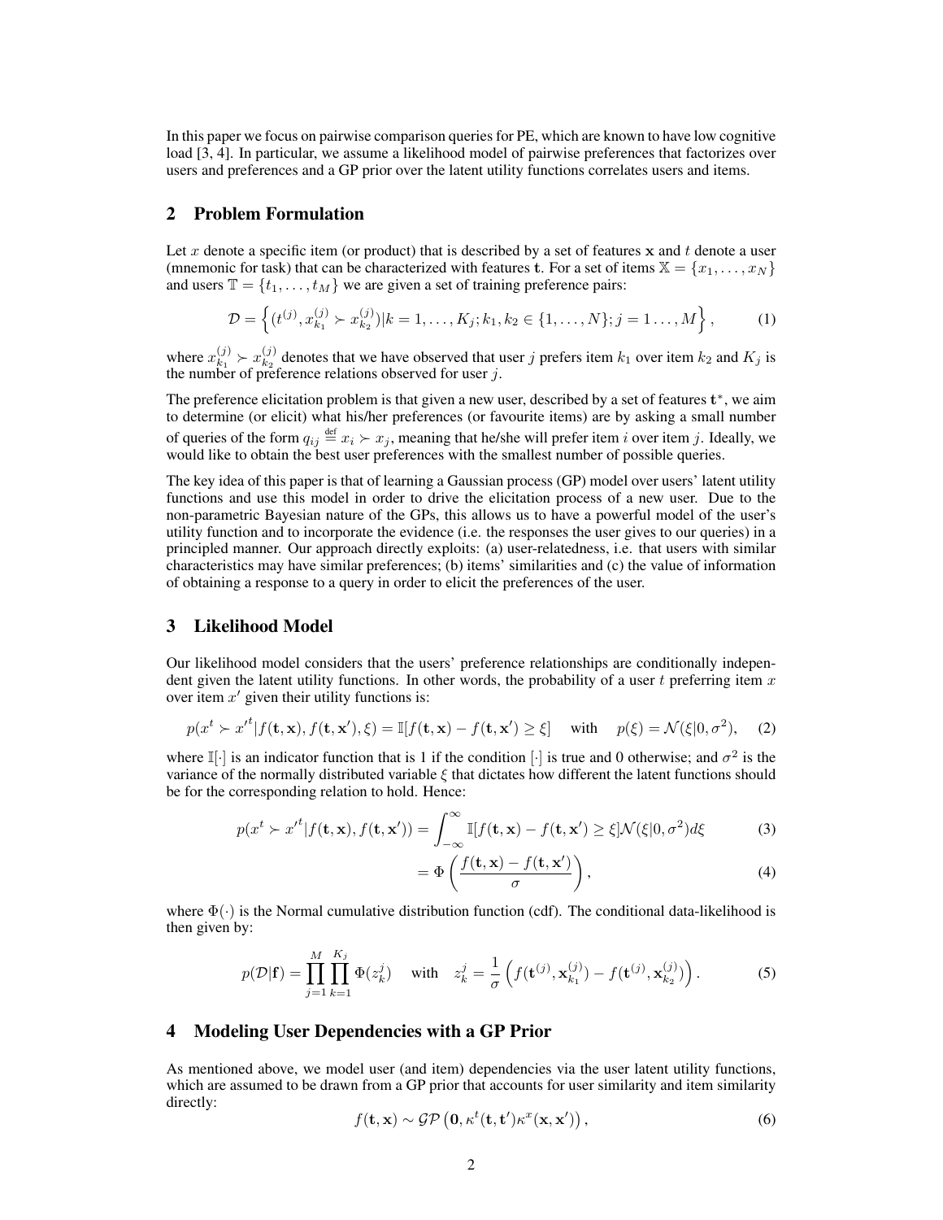In this paper we focus on pairwise comparison queries for PE, which are known to have low cognitive load [3, 4]. In particular, we assume a likelihood model of pairwise preferences that factorizes over users and preferences and a GP prior over the latent utility functions correlates users and items.

## 2 Problem Formulation

Let $x$ denote a specific item (or product) that is described by a set of features $\mathbf{x}$ and $t$ denote a user (mnemonic for task) that can be characterized with features $\mathbf{t}$. For a set of items $\mathbb{X} = \{x_1, \ldots, x_N\}$ and users $\mathbb{T} = \{t_1, \ldots, t_M\}$ we are given a set of training preference pairs:

$$\mathcal{D} = \left\{ (t^{(j)}, x^{(j)}_{k_1} \succ x^{(j)}_{k_2}) | k = 1, \ldots, K_j; k_1, k_2 \in \{1, \ldots, N\}; j = 1 \ldots, M \right\}, \tag{1}$$

where $x^{(j)}_{k_1} \succ x^{(j)}_{k_2}$ denotes that we have observed that user $j$ prefers item $k_1$ over item $k_2$ and $K_j$ is the number of preference relations observed for user $j$.

The preference elicitation problem is that given a new user, described by a set of features $\mathbf{t}^*$, we aim to determine (or elicit) what his/her preferences (or favourite items) are by asking a small number of queries of the form $q_{ij} \stackrel{\text{def}}{=} x_i \succ x_j$, meaning that he/she will prefer item $i$ over item $j$. Ideally, we would like to obtain the best user preferences with the smallest number of possible queries.

The key idea of this paper is that of learning a Gaussian process (GP) model over users' latent utility functions and use this model in order to drive the elicitation process of a new user. Due to the non-parametric Bayesian nature of the GPs, this allows us to have a powerful model of the user's utility function and to incorporate the evidence (i.e. the responses the user gives to our queries) in a principled manner. Our approach directly exploits: (a) user-relatedness, i.e. that users with similar characteristics may have similar preferences; (b) items' similarities and (c) the value of information of obtaining a response to a query in order to elicit the preferences of the user.

## 3 Likelihood Model

Our likelihood model considers that the users' preference relationships are conditionally independent given the latent utility functions. In other words, the probability of a user $t$ preferring item $x$ over item $x'$ given their utility functions is:

$$p(x^t \succ x'^t | f(\mathbf{t}, \mathbf{x}), f(\mathbf{t}, \mathbf{x}'), \xi) = \mathbb{I}[f(\mathbf{t}, \mathbf{x}) - f(\mathbf{t}, \mathbf{x}') \geq \xi] \quad \text{with} \quad p(\xi) = \mathcal{N}(\xi | 0, \sigma^2), \tag{2}$$

where $\mathbb{I}[\cdot]$ is an indicator function that is 1 if the condition $[\cdot]$ is true and 0 otherwise; and $\sigma^2$ is the variance of the normally distributed variable $\xi$ that dictates how different the latent functions should be for the corresponding relation to hold. Hence:

$$p(x^t \succ x'^t | f(\mathbf{t}, \mathbf{x}), f(\mathbf{t}, \mathbf{x}')) = \int_{-\infty}^{\infty} \mathbb{I}[f(\mathbf{t}, \mathbf{x}) - f(\mathbf{t}, \mathbf{x}') \geq \xi] \mathcal{N}(\xi | 0, \sigma^2) d\xi \tag{3}$$

$$= \Phi\left( \frac{f(\mathbf{t}, \mathbf{x}) - f(\mathbf{t}, \mathbf{x}')}{\sigma} \right), \tag{4}$$

where $\Phi(\cdot)$ is the Normal cumulative distribution function (cdf). The conditional data-likelihood is then given by:

$$p(\mathcal{D} | \mathbf{f}) = \prod_{j=1}^{M} \prod_{k=1}^{K_j} \Phi(z^j_k) \quad \text{with} \quad z^j_k = \frac{1}{\sigma} \left( f(\mathbf{t}^{(j)}, \mathbf{x}^{(j)}_{k_1}) - f(\mathbf{t}^{(j)}, \mathbf{x}^{(j)}_{k_2}) \right). \tag{5}$$

## 4 Modeling User Dependencies with a GP Prior

As mentioned above, we model user (and item) dependencies via the user latent utility functions, which are assumed to be drawn from a GP prior that accounts for user similarity and item similarity directly:

$$f(\mathbf{t}, \mathbf{x}) \sim \mathcal{GP}\left( \mathbf{0}, \kappa^t(\mathbf{t}, \mathbf{t}') \kappa^x(\mathbf{x}, \mathbf{x}') \right), \tag{6}$$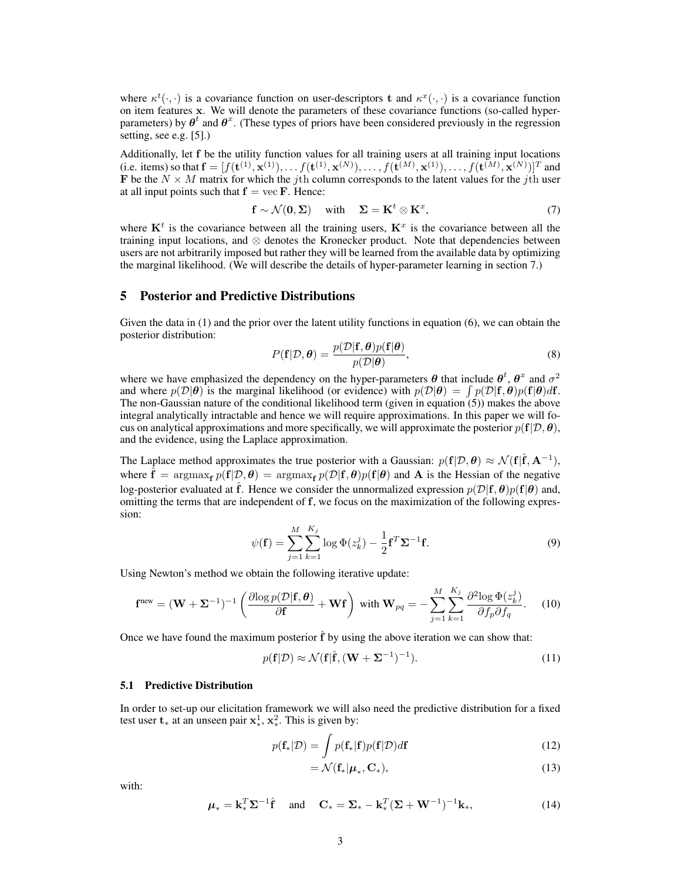where $\kappa^t(\cdot,\cdot)$ is a covariance function on user-descriptors $\mathbf{t}$ and $\kappa^x(\cdot,\cdot)$ is a covariance function on item features $\mathbf{x}$. We will denote the parameters of these covariance functions (so-called hyper-parameters) by $\boldsymbol{\theta}^t$ and $\boldsymbol{\theta}^x$. (These types of priors have been considered previously in the regression setting, see e.g. [5].)

Additionally, let $\mathbf{f}$ be the utility function values for all training users at all training input locations (i.e. items) so that $\mathbf{f} = [f(\mathbf{t}^{(1)}, \mathbf{x}^{(1)}), \ldots f(\mathbf{t}^{(1)}, \mathbf{x}^{(N)}), \ldots, f(\mathbf{t}^{(M)}, \mathbf{x}^{(1)}), \ldots, f(\mathbf{t}^{(M)}, \mathbf{x}^{(N)})]^T$ and $\mathbf{F}$ be the $N \times M$ matrix for which the $j$th column corresponds to the latent values for the $j$th user at all input points such that $\mathbf{f} = \operatorname{vec} \mathbf{F}$. Hence:

$$\mathbf{f} \sim \mathcal{N}(\mathbf{0}, \boldsymbol{\Sigma}) \quad \text{with} \quad \boldsymbol{\Sigma} = \mathbf{K}^t \otimes \mathbf{K}^x, \tag{7}$$

where $\mathbf{K}^t$ is the covariance between all the training users, $\mathbf{K}^x$ is the covariance between all the training input locations, and $\otimes$ denotes the Kronecker product. Note that dependencies between users are not arbitrarily imposed but rather they will be learned from the available data by optimizing the marginal likelihood. (We will describe the details of hyper-parameter learning in section 7.)

## 5 Posterior and Predictive Distributions

Given the data in (1) and the prior over the latent utility functions in equation (6), we can obtain the posterior distribution:

$$P(\mathbf{f}|\mathcal{D}, \boldsymbol{\theta}) = \frac{p(\mathcal{D}|\mathbf{f}, \boldsymbol{\theta}) p(\mathbf{f}|\boldsymbol{\theta})}{p(\mathcal{D}|\boldsymbol{\theta})}, \tag{8}$$

where we have emphasized the dependency on the hyper-parameters $\boldsymbol{\theta}$ that include $\boldsymbol{\theta}^t$, $\boldsymbol{\theta}^x$ and $\sigma^2$ and where $p(\mathcal{D}|\boldsymbol{\theta})$ is the marginal likelihood (or evidence) with $p(\mathcal{D}|\boldsymbol{\theta}) = \int p(\mathcal{D}|\mathbf{f}, \boldsymbol{\theta}) p(\mathbf{f}|\boldsymbol{\theta}) d\mathbf{f}$. The non-Gaussian nature of the conditional likelihood term (given in equation (5)) makes the above integral analytically intractable and hence we will require approximations. In this paper we will focus on analytical approximations and more specifically, we will approximate the posterior $p(\mathbf{f}|\mathcal{D}, \boldsymbol{\theta})$, and the evidence, using the Laplace approximation.

The Laplace method approximates the true posterior with a Gaussian: $p(\mathbf{f}|\mathcal{D}, \boldsymbol{\theta}) \approx \mathcal{N}(\mathbf{f}|\hat{\mathbf{f}}, \mathbf{A}^{-1})$, where $\hat{\mathbf{f}} = \operatorname{argmax}_{\mathbf{f}} p(\mathbf{f}|\mathcal{D}, \boldsymbol{\theta}) = \operatorname{argmax}_{\mathbf{f}} p(\mathcal{D}|\mathbf{f}, \boldsymbol{\theta}) p(\mathbf{f}|\boldsymbol{\theta})$ and $\mathbf{A}$ is the Hessian of the negative log-posterior evaluated at $\hat{\mathbf{f}}$. Hence we consider the unnormalized expression $p(\mathcal{D}|\mathbf{f}, \boldsymbol{\theta}) p(\mathbf{f}|\boldsymbol{\theta})$ and, omitting the terms that are independent of $\mathbf{f}$, we focus on the maximization of the following expression:

$$\psi(\mathbf{f}) = \sum_{j=1}^{M} \sum_{k=1}^{K_j} \log \Phi(z_k^j) - \frac{1}{2} \mathbf{f}^T \boldsymbol{\Sigma}^{-1} \mathbf{f}. \tag{9}$$

Using Newton's method we obtain the following iterative update:

$$\mathbf{f}^{\text{new}} = (\mathbf{W} + \boldsymbol{\Sigma}^{-1})^{-1} \left( \frac{\partial \log p(\mathcal{D}|\mathbf{f}, \boldsymbol{\theta})}{\partial \mathbf{f}} + \mathbf{W}\mathbf{f} \right) \text{ with } \mathbf{W}_{pq} = -\sum_{j=1}^{M} \sum_{k=1}^{K_j} \frac{\partial^2 \log \Phi(z_k^j)}{\partial f_p \partial f_q}. \tag{10}$$

Once we have found the maximum posterior $\hat{\mathbf{f}}$ by using the above iteration we can show that:

$$p(\mathbf{f}|\mathcal{D}) \approx \mathcal{N}(\mathbf{f}|\hat{\mathbf{f}}, (\mathbf{W} + \boldsymbol{\Sigma}^{-1})^{-1}). \tag{11}$$

### 5.1 Predictive Distribution

In order to set-up our elicitation framework we will also need the predictive distribution for a fixed test user $\mathbf{t}_*$ at an unseen pair $\mathbf{x}_*^1$, $\mathbf{x}_*^2$. This is given by:

$$p(\mathbf{f}_*|\mathcal{D}) = \int p(\mathbf{f}_*|\mathbf{f}) p(\mathbf{f}|\mathcal{D}) d\mathbf{f} \tag{12}$$

$$= \mathcal{N}(\mathbf{f}_*|\boldsymbol{\mu}_*, \mathbf{C}_*), \tag{13}$$

with:

$$\boldsymbol{\mu}_* = \mathbf{k}_*^T \boldsymbol{\Sigma}^{-1} \hat{\mathbf{f}} \quad \text{and} \quad \mathbf{C}_* = \boldsymbol{\Sigma}_* - \mathbf{k}_*^T (\boldsymbol{\Sigma} + \mathbf{W}^{-1})^{-1} \mathbf{k}_*, \tag{14}$$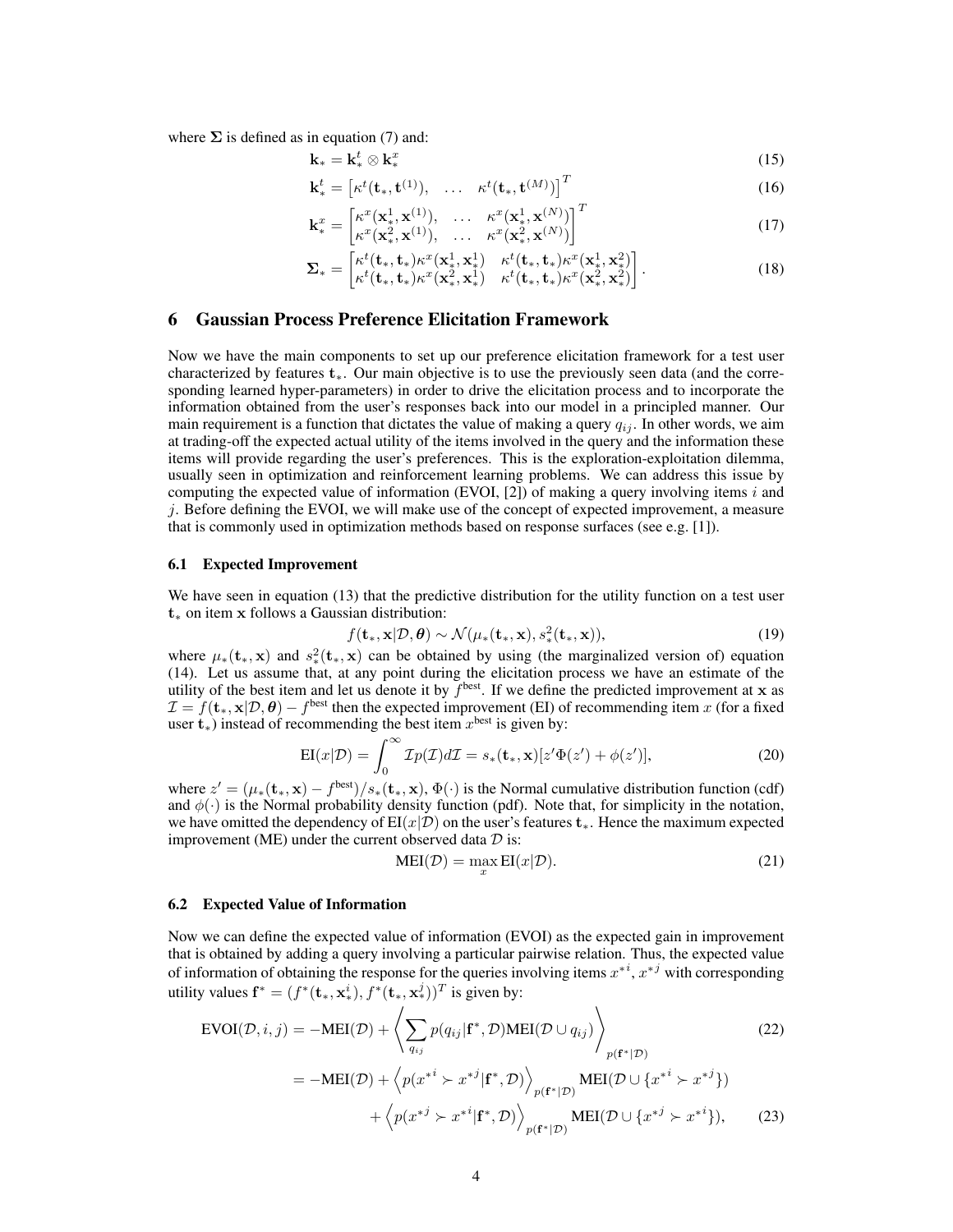where $\mathbf{\Sigma}$ is defined as in equation (7) and:

$$\mathbf{k}_* = \mathbf{k}_*^t \otimes \mathbf{k}_*^x \tag{15}$$

$$\mathbf{k}_*^t = \begin{bmatrix} \kappa^t(\mathbf{t}_*, \mathbf{t}^{(1)}), & \dots & \kappa^t(\mathbf{t}_*, \mathbf{t}^{(M)}) \end{bmatrix}^T \tag{16}$$

$$\mathbf{k}_*^x = \begin{bmatrix} \kappa^x(\mathbf{x}_*^1, \mathbf{x}^{(1)}), & \dots & \kappa^x(\mathbf{x}_*^1, \mathbf{x}^{(N)}) \\ \kappa^x(\mathbf{x}_*^2, \mathbf{x}^{(1)}), & \dots & \kappa^x(\mathbf{x}_*^2, \mathbf{x}^{(N)}) \end{bmatrix}^T \tag{17}$$

$$\mathbf{\Sigma}_* = \begin{bmatrix} \kappa^t(\mathbf{t}_*, \mathbf{t}_*)\kappa^x(\mathbf{x}_*^1, \mathbf{x}_*^1) & \kappa^t(\mathbf{t}_*, \mathbf{t}_*)\kappa^x(\mathbf{x}_*^1, \mathbf{x}_*^2) \\ \kappa^t(\mathbf{t}_*, \mathbf{t}_*)\kappa^x(\mathbf{x}_*^2, \mathbf{x}_*^1) & \kappa^t(\mathbf{t}_*, \mathbf{t}_*)\kappa^x(\mathbf{x}_*^2, \mathbf{x}_*^2) \end{bmatrix}. \tag{18}$$

# 6 Gaussian Process Preference Elicitation Framework

Now we have the main components to set up our preference elicitation framework for a test user characterized by features $\mathbf{t}_*$. Our main objective is to use the previously seen data (and the corresponding learned hyper-parameters) in order to drive the elicitation process and to incorporate the information obtained from the user's responses back into our model in a principled manner. Our main requirement is a function that dictates the value of making a query $q_{ij}$. In other words, we aim at trading-off the expected actual utility of the items involved in the query and the information these items will provide regarding the user's preferences. This is the exploration-exploitation dilemma, usually seen in optimization and reinforcement learning problems. We can address this issue by computing the expected value of information (EVOI, [2]) of making a query involving items $i$ and $j$. Before defining the EVOI, we will make use of the concept of expected improvement, a measure that is commonly used in optimization methods based on response surfaces (see e.g. [1]).

## 6.1 Expected Improvement

We have seen in equation (13) that the predictive distribution for the utility function on a test user $\mathbf{t}_*$ on item $\mathbf{x}$ follows a Gaussian distribution:

$$f(\mathbf{t}_*, \mathbf{x}|\mathcal{D}, \boldsymbol{\theta}) \sim \mathcal{N}(\mu_*(\mathbf{t}_*, \mathbf{x}), s_*^2(\mathbf{t}_*, \mathbf{x})), \tag{19}$$

where $\mu_*(\mathbf{t}_*, \mathbf{x})$ and $s_*^2(\mathbf{t}_*, \mathbf{x})$ can be obtained by using (the marginalized version of) equation (14). Let us assume that, at any point during the elicitation process we have an estimate of the utility of the best item and let us denote it by $f^{\text{best}}$. If we define the predicted improvement at $\mathbf{x}$ as $\mathcal{I} = f(\mathbf{t}_*, \mathbf{x}|\mathcal{D}, \boldsymbol{\theta}) - f^{\text{best}}$ then the expected improvement (EI) of recommending item $x$ (for a fixed user $\mathbf{t}_*$) instead of recommending the best item $x^{\text{best}}$ is given by:

$$\text{EI}(x|\mathcal{D}) = \int_0^\infty \mathcal{I}p(\mathcal{I})d\mathcal{I} = s_*(\mathbf{t}_*, \mathbf{x})[z'\Phi(z') + \phi(z')], \tag{20}$$

where $z' = (\mu_*(\mathbf{t}_*, \mathbf{x}) - f^{\text{best}})/s_*(\mathbf{t}_*, \mathbf{x})$, $\Phi(\cdot)$ is the Normal cumulative distribution function (cdf) and $\phi(\cdot)$ is the Normal probability density function (pdf). Note that, for simplicity in the notation, we have omitted the dependency of $\text{EI}(x|\mathcal{D})$ on the user's features $\mathbf{t}_*$. Hence the maximum expected improvement (ME) under the current observed data $\mathcal{D}$ is:

$$\text{MEI}(\mathcal{D}) = \max_x \text{EI}(x|\mathcal{D}). \tag{21}$$

## 6.2 Expected Value of Information

Now we can define the expected value of information (EVOI) as the expected gain in improvement that is obtained by adding a query involving a particular pairwise relation. Thus, the expected value of information of obtaining the response for the queries involving items $x^{*i}$, $x^{*j}$ with corresponding utility values $\mathbf{f}^* = (f^*(\mathbf{t}_*, \mathbf{x}_*^i), f^*(\mathbf{t}_*, \mathbf{x}_*^j))^T$ is given by:

$$\text{EVOI}(\mathcal{D}, i, j) = -\text{MEI}(\mathcal{D}) + \left\langle \sum_{q_{ij}} p(q_{ij}|\mathbf{f}^*, \mathcal{D})\text{MEI}(\mathcal{D} \cup q_{ij}) \right\rangle_{p(\mathbf{f}^*|\mathcal{D})} \tag{22}$$

$$= -\text{MEI}(\mathcal{D}) + \left\langle p(x^{*i} \succ x^{*j}|\mathbf{f}^*, \mathcal{D}) \right\rangle_{p(\mathbf{f}^*|\mathcal{D})} \text{MEI}(\mathcal{D} \cup \{x^{*i} \succ x^{*j}\})$$

$$+ \left\langle p(x^{*j} \succ x^{*i}|\mathbf{f}^*, \mathcal{D}) \right\rangle_{p(\mathbf{f}^*|\mathcal{D})} \text{MEI}(\mathcal{D} \cup \{x^{*j} \succ x^{*i}\}), \tag{23}$$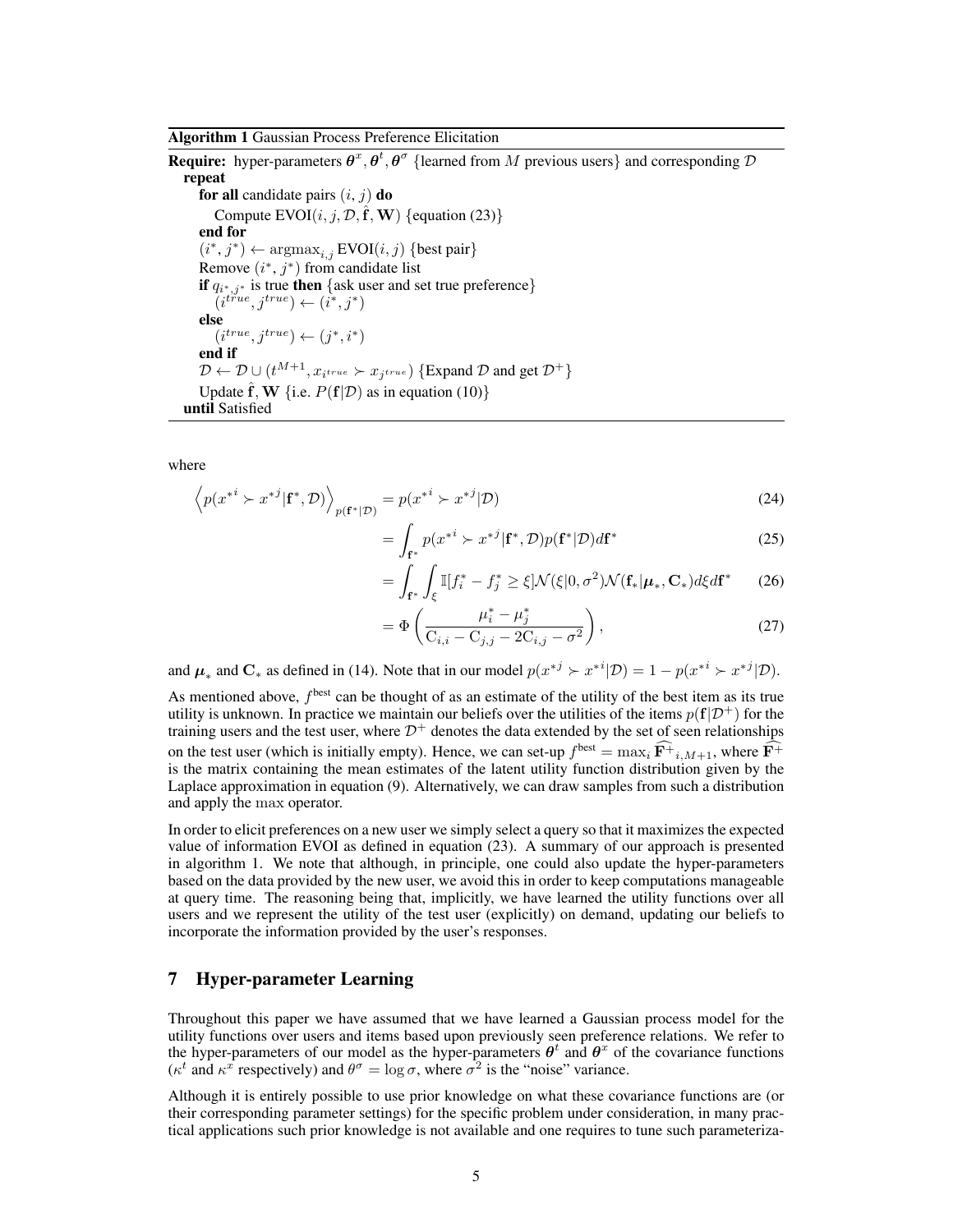**Algorithm 1** Gaussian Process Preference Elicitation

```
Require: hyper-parameters θ^x, θ^t, θ^σ {learned from M previous users} and corresponding D
  repeat
    for all candidate pairs (i, j) do
      Compute EVOI(i, j, D, f̂, W) {equation (23)}
    end for
    (i*, j*) ← argmax_{i,j} EVOI(i, j) {best pair}
    Remove (i*, j*) from candidate list
    if q_{i*,j*} is true then {ask user and set true preference}
      (i^true, j^true) ← (i*, j*)
    else
      (i^true, j^true) ← (j*, i*)
    end if
    D ← D ∪ (t^{M+1}, x_{i^true} ≻ x_{j^true}) {Expand D and get D+}
    Update f̂, W {i.e. P(f|D) as in equation (10)}
  until Satisfied
```

where

$$\left\langle p(x^{*i} \succ x^{*j}|\mathbf{f}^*, \mathcal{D}) \right\rangle_{p(\mathbf{f}^*|\mathcal{D})} = p(x^{*i} \succ x^{*j}|\mathcal{D}) \tag{24}$$

$$= \int_{\mathbf{f}^*} p(x^{*i} \succ x^{*j}|\mathbf{f}^*, \mathcal{D}) p(\mathbf{f}^*|\mathcal{D}) d\mathbf{f}^* \tag{25}$$

$$= \int_{\mathbf{f}^*} \int_{\xi} \mathbb{I}[f_i^* - f_j^* \geq \xi] \mathcal{N}(\xi|0, \sigma^2) \mathcal{N}(\mathbf{f}_*|\boldsymbol{\mu}_*, \mathbf{C}_*) d\xi d\mathbf{f}^* \tag{26}$$

$$= \Phi\left( \frac{\mu_i^* - \mu_j^*}{\mathrm{C}_{i,i} - \mathrm{C}_{j,j} - 2\mathrm{C}_{i,j} - \sigma^2} \right), \tag{27}$$

and $\boldsymbol{\mu}_*$ and $\mathbf{C}_*$ as defined in (14). Note that in our model $p(x^{*j} \succ x^{*i}|\mathcal{D}) = 1 - p(x^{*i} \succ x^{*j}|\mathcal{D})$.

As mentioned above, $f^{\text{best}}$ can be thought of as an estimate of the utility of the best item as its true utility is unknown. In practice we maintain our beliefs over the utilities of the items $p(\mathbf{f}|\mathcal{D}^+)$ for the training users and the test user, where $\mathcal{D}^+$ denotes the data extended by the set of seen relationships on the test user (which is initially empty). Hence, we can set-up $f^{\text{best}} = \max_i \widehat{\mathbf{F}^+}_{i,M+1}$, where $\widehat{\mathbf{F}^+}$ is the matrix containing the mean estimates of the latent utility function distribution given by the Laplace approximation in equation (9). Alternatively, we can draw samples from such a distribution and apply the $\max$ operator.

In order to elicit preferences on a new user we simply select a query so that it maximizes the expected value of information EVOI as defined in equation (23). A summary of our approach is presented in algorithm 1. We note that although, in principle, one could also update the hyper-parameters based on the data provided by the new user, we avoid this in order to keep computations manageable at query time. The reasoning being that, implicitly, we have learned the utility functions over all users and we represent the utility of the test user (explicitly) on demand, updating our beliefs to incorporate the information provided by the user's responses.

## 7 Hyper-parameter Learning

Throughout this paper we have assumed that we have learned a Gaussian process model for the utility functions over users and items based upon previously seen preference relations. We refer to the hyper-parameters of our model as the hyper-parameters $\boldsymbol{\theta}^t$ and $\boldsymbol{\theta}^x$ of the covariance functions ($\kappa^t$ and $\kappa^x$ respectively) and $\theta^\sigma = \log \sigma$, where $\sigma^2$ is the "noise" variance.

Although it is entirely possible to use prior knowledge on what these covariance functions are (or their corresponding parameter settings) for the specific problem under consideration, in many practical applications such prior knowledge is not available and one requires to tune such parameteriza-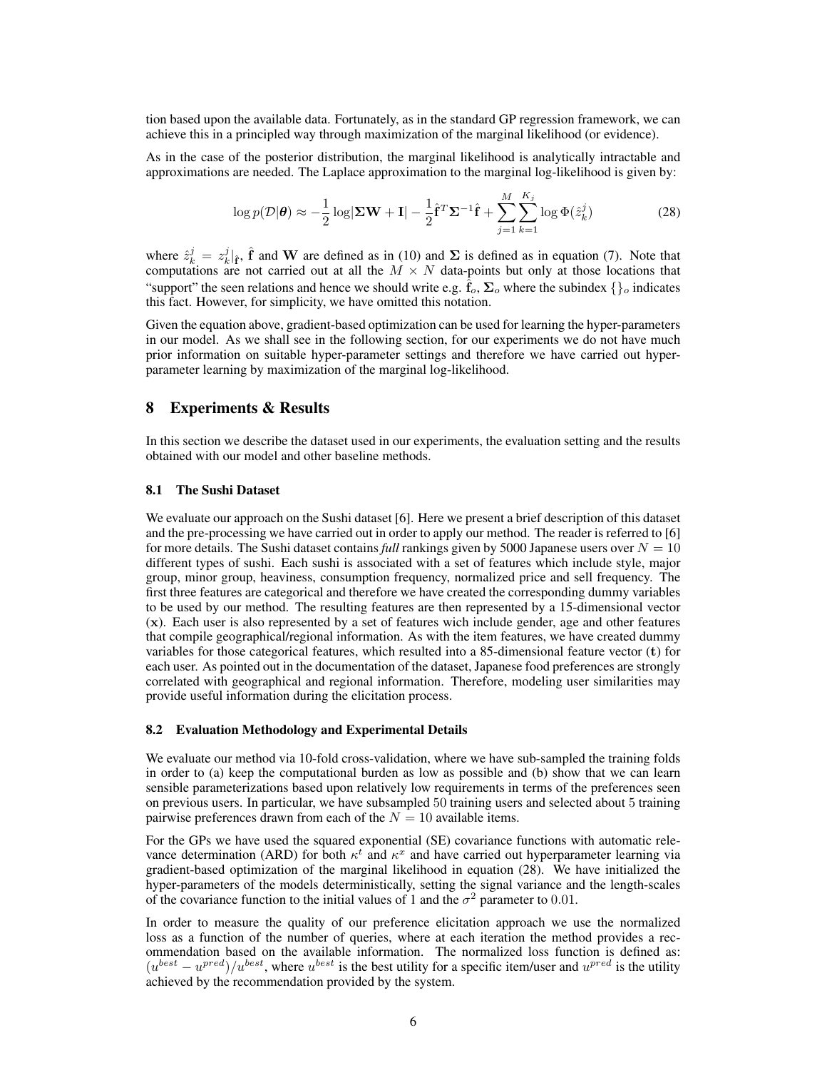tion based upon the available data. Fortunately, as in the standard GP regression framework, we can achieve this in a principled way through maximization of the marginal likelihood (or evidence).

As in the case of the posterior distribution, the marginal likelihood is analytically intractable and approximations are needed. The Laplace approximation to the marginal log-likelihood is given by:

$$\log p(\mathcal{D}|\boldsymbol{\theta}) \approx -\frac{1}{2}\log|\boldsymbol{\Sigma}\mathbf{W} + \mathbf{I}| - \frac{1}{2}\hat{\mathbf{f}}^T \boldsymbol{\Sigma}^{-1}\hat{\mathbf{f}} + \sum_{j=1}^{M}\sum_{k=1}^{K_j} \log \Phi(\hat{z}_k^j) \tag{28}$$

where $\hat{z}_k^j = z_k^j|_{\hat{\mathbf{f}}}$, $\hat{\mathbf{f}}$ and $\mathbf{W}$ are defined as in (10) and $\boldsymbol{\Sigma}$ is defined as in equation (7). Note that computations are not carried out at all the $M \times N$ data-points but only at those locations that "support" the seen relations and hence we should write e.g. $\hat{\mathbf{f}}_o$, $\boldsymbol{\Sigma}_o$ where the subindex $\{\}_o$ indicates this fact. However, for simplicity, we have omitted this notation.

Given the equation above, gradient-based optimization can be used for learning the hyper-parameters in our model. As we shall see in the following section, for our experiments we do not have much prior information on suitable hyper-parameter settings and therefore we have carried out hyper-parameter learning by maximization of the marginal log-likelihood.

## 8 Experiments & Results

In this section we describe the dataset used in our experiments, the evaluation setting and the results obtained with our model and other baseline methods.

### 8.1 The Sushi Dataset

We evaluate our approach on the Sushi dataset [6]. Here we present a brief description of this dataset and the pre-processing we have carried out in order to apply our method. The reader is referred to [6] for more details. The Sushi dataset contains *full* rankings given by 5000 Japanese users over $N = 10$ different types of sushi. Each sushi is associated with a set of features which include style, major group, minor group, heaviness, consumption frequency, normalized price and sell frequency. The first three features are categorical and therefore we have created the corresponding dummy variables to be used by our method. The resulting features are then represented by a 15-dimensional vector ($\mathbf{x}$). Each user is also represented by a set of features wich include gender, age and other features that compile geographical/regional information. As with the item features, we have created dummy variables for those categorical features, which resulted into a 85-dimensional feature vector ($\mathbf{t}$) for each user. As pointed out in the documentation of the dataset, Japanese food preferences are strongly correlated with geographical and regional information. Therefore, modeling user similarities may provide useful information during the elicitation process.

### 8.2 Evaluation Methodology and Experimental Details

We evaluate our method via 10-fold cross-validation, where we have sub-sampled the training folds in order to (a) keep the computational burden as low as possible and (b) show that we can learn sensible parameterizations based upon relatively low requirements in terms of the preferences seen on previous users. In particular, we have subsampled 50 training users and selected about 5 training pairwise preferences drawn from each of the $N = 10$ available items.

For the GPs we have used the squared exponential (SE) covariance functions with automatic relevance determination (ARD) for both $\kappa^t$ and $\kappa^x$ and have carried out hyperparameter learning via gradient-based optimization of the marginal likelihood in equation (28). We have initialized the hyper-parameters of the models deterministically, setting the signal variance and the length-scales of the covariance function to the initial values of 1 and the $\sigma^2$ parameter to $0.01$.

In order to measure the quality of our preference elicitation approach we use the normalized loss as a function of the number of queries, where at each iteration the method provides a recommendation based on the available information. The normalized loss function is defined as: $(u^{best} - u^{pred})/u^{best}$, where $u^{best}$ is the best utility for a specific item/user and $u^{pred}$ is the utility achieved by the recommendation provided by the system.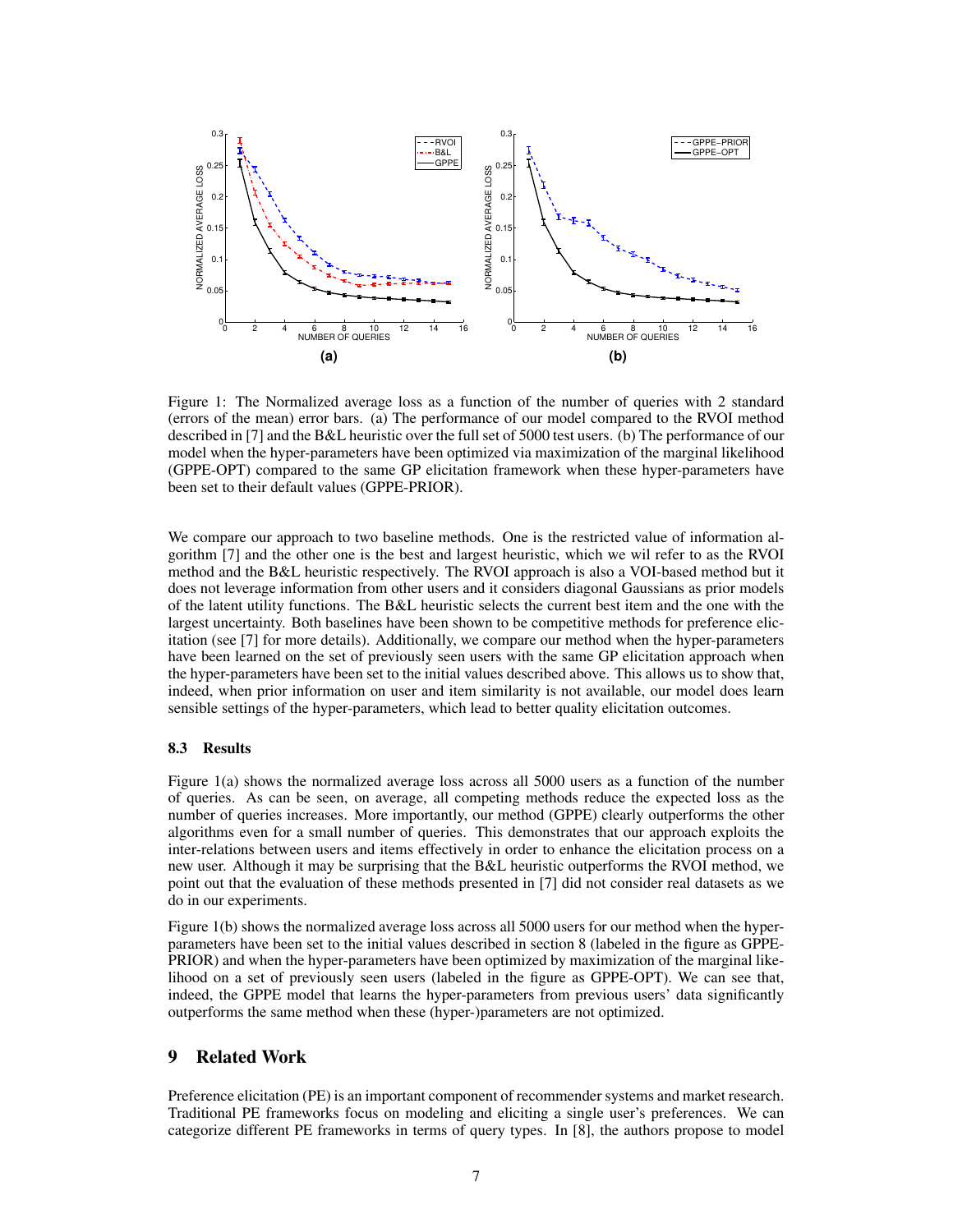Figure 1: The Normalized average loss as a function of the number of queries with 2 standard (errors of the mean) error bars. (a) The performance of our model compared to the RVOI method described in [7] and the B&L heuristic over the full set of 5000 test users. (b) The performance of our model when the hyper-parameters have been optimized via maximization of the marginal likelihood (GPPE-OPT) compared to the same GP elicitation framework when these hyper-parameters have been set to their default values (GPPE-PRIOR).

We compare our approach to two baseline methods. One is the restricted value of information algorithm [7] and the other one is the best and largest heuristic, which we wil refer to as the RVOI method and the B&L heuristic respectively. The RVOI approach is also a VOI-based method but it does not leverage information from other users and it considers diagonal Gaussians as prior models of the latent utility functions. The B&L heuristic selects the current best item and the one with the largest uncertainty. Both baselines have been shown to be competitive methods for preference elicitation (see [7] for more details). Additionally, we compare our method when the hyper-parameters have been learned on the set of previously seen users with the same GP elicitation approach when the hyper-parameters have been set to the initial values described above. This allows us to show that, indeed, when prior information on user and item similarity is not available, our model does learn sensible settings of the hyper-parameters, which lead to better quality elicitation outcomes.

### 8.3 Results

Figure 1(a) shows the normalized average loss across all 5000 users as a function of the number of queries. As can be seen, on average, all competing methods reduce the expected loss as the number of queries increases. More importantly, our method (GPPE) clearly outperforms the other algorithms even for a small number of queries. This demonstrates that our approach exploits the inter-relations between users and items effectively in order to enhance the elicitation process on a new user. Although it may be surprising that the B&L heuristic outperforms the RVOI method, we point out that the evaluation of these methods presented in [7] did not consider real datasets as we do in our experiments.

Figure 1(b) shows the normalized average loss across all 5000 users for our method when the hyper-parameters have been set to the initial values described in section 8 (labeled in the figure as GPPE-PRIOR) and when the hyper-parameters have been optimized by maximization of the marginal likelihood on a set of previously seen users (labeled in the figure as GPPE-OPT). We can see that, indeed, the GPPE model that learns the hyper-parameters from previous users' data significantly outperforms the same method when these (hyper-)parameters are not optimized.

## 9 Related Work

Preference elicitation (PE) is an important component of recommender systems and market research. Traditional PE frameworks focus on modeling and eliciting a single user's preferences. We can categorize different PE frameworks in terms of query types. In [8], the authors propose to model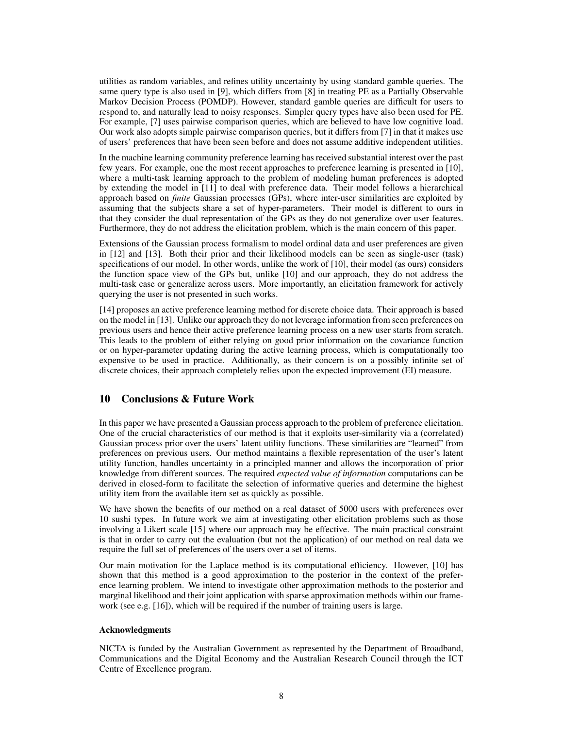utilities as random variables, and refines utility uncertainty by using standard gamble queries. The same query type is also used in [9], which differs from [8] in treating PE as a Partially Observable Markov Decision Process (POMDP). However, standard gamble queries are difficult for users to respond to, and naturally lead to noisy responses. Simpler query types have also been used for PE. For example, [7] uses pairwise comparison queries, which are believed to have low cognitive load. Our work also adopts simple pairwise comparison queries, but it differs from [7] in that it makes use of users' preferences that have been seen before and does not assume additive independent utilities.

In the machine learning community preference learning has received substantial interest over the past few years. For example, one the most recent approaches to preference learning is presented in [10], where a multi-task learning approach to the problem of modeling human preferences is adopted by extending the model in [11] to deal with preference data. Their model follows a hierarchical approach based on *finite* Gaussian processes (GPs), where inter-user similarities are exploited by assuming that the subjects share a set of hyper-parameters. Their model is different to ours in that they consider the dual representation of the GPs as they do not generalize over user features. Furthermore, they do not address the elicitation problem, which is the main concern of this paper.

Extensions of the Gaussian process formalism to model ordinal data and user preferences are given in [12] and [13]. Both their prior and their likelihood models can be seen as single-user (task) specifications of our model. In other words, unlike the work of [10], their model (as ours) considers the function space view of the GPs but, unlike [10] and our approach, they do not address the multi-task case or generalize across users. More importantly, an elicitation framework for actively querying the user is not presented in such works.

[14] proposes an active preference learning method for discrete choice data. Their approach is based on the model in [13]. Unlike our approach they do not leverage information from seen preferences on previous users and hence their active preference learning process on a new user starts from scratch. This leads to the problem of either relying on good prior information on the covariance function or on hyper-parameter updating during the active learning process, which is computationally too expensive to be used in practice. Additionally, as their concern is on a possibly infinite set of discrete choices, their approach completely relies upon the expected improvement (EI) measure.

## 10 Conclusions & Future Work

In this paper we have presented a Gaussian process approach to the problem of preference elicitation. One of the crucial characteristics of our method is that it exploits user-similarity via a (correlated) Gaussian process prior over the users' latent utility functions. These similarities are "learned" from preferences on previous users. Our method maintains a flexible representation of the user's latent utility function, handles uncertainty in a principled manner and allows the incorporation of prior knowledge from different sources. The required *expected value of information* computations can be derived in closed-form to facilitate the selection of informative queries and determine the highest utility item from the available item set as quickly as possible.

We have shown the benefits of our method on a real dataset of 5000 users with preferences over 10 sushi types. In future work we aim at investigating other elicitation problems such as those involving a Likert scale [15] where our approach may be effective. The main practical constraint is that in order to carry out the evaluation (but not the application) of our method on real data we require the full set of preferences of the users over a set of items.

Our main motivation for the Laplace method is its computational efficiency. However, [10] has shown that this method is a good approximation to the posterior in the context of the preference learning problem. We intend to investigate other approximation methods to the posterior and marginal likelihood and their joint application with sparse approximation methods within our framework (see e.g. [16]), which will be required if the number of training users is large.

#### Acknowledgments

NICTA is funded by the Australian Government as represented by the Department of Broadband, Communications and the Digital Economy and the Australian Research Council through the ICT Centre of Excellence program.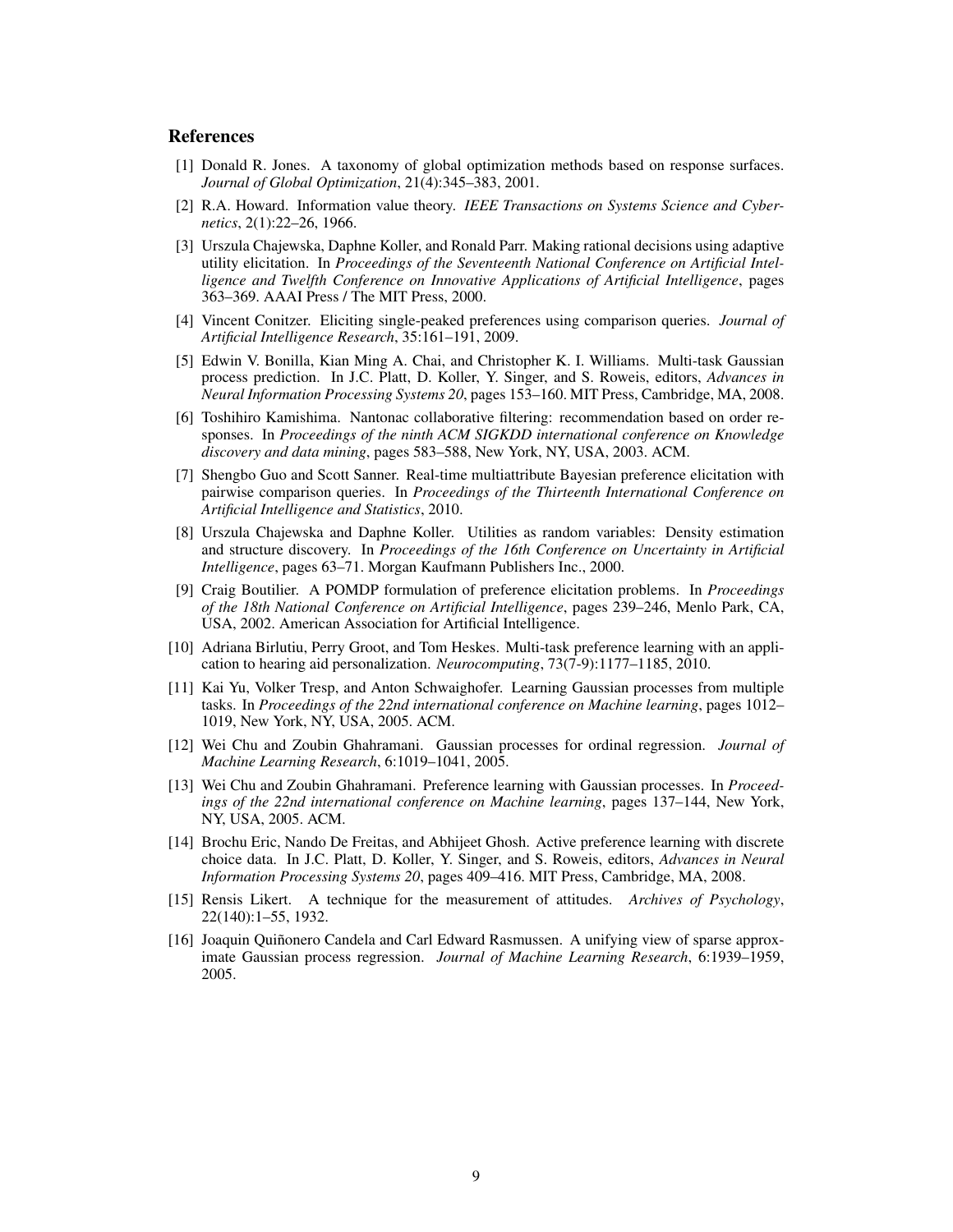## References

[1] Donald R. Jones. A taxonomy of global optimization methods based on response surfaces. *Journal of Global Optimization*, 21(4):345–383, 2001.

[2] R.A. Howard. Information value theory. *IEEE Transactions on Systems Science and Cybernetics*, 2(1):22–26, 1966.

[3] Urszula Chajewska, Daphne Koller, and Ronald Parr. Making rational decisions using adaptive utility elicitation. In *Proceedings of the Seventeenth National Conference on Artificial Intelligence and Twelfth Conference on Innovative Applications of Artificial Intelligence*, pages 363–369. AAAI Press / The MIT Press, 2000.

[4] Vincent Conitzer. Eliciting single-peaked preferences using comparison queries. *Journal of Artificial Intelligence Research*, 35:161–191, 2009.

[5] Edwin V. Bonilla, Kian Ming A. Chai, and Christopher K. I. Williams. Multi-task Gaussian process prediction. In J.C. Platt, D. Koller, Y. Singer, and S. Roweis, editors, *Advances in Neural Information Processing Systems 20*, pages 153–160. MIT Press, Cambridge, MA, 2008.

[6] Toshihiro Kamishima. Nantonac collaborative filtering: recommendation based on order responses. In *Proceedings of the ninth ACM SIGKDD international conference on Knowledge discovery and data mining*, pages 583–588, New York, NY, USA, 2003. ACM.

[7] Shengbo Guo and Scott Sanner. Real-time multiattribute Bayesian preference elicitation with pairwise comparison queries. In *Proceedings of the Thirteenth International Conference on Artificial Intelligence and Statistics*, 2010.

[8] Urszula Chajewska and Daphne Koller. Utilities as random variables: Density estimation and structure discovery. In *Proceedings of the 16th Conference on Uncertainty in Artificial Intelligence*, pages 63–71. Morgan Kaufmann Publishers Inc., 2000.

[9] Craig Boutilier. A POMDP formulation of preference elicitation problems. In *Proceedings of the 18th National Conference on Artificial Intelligence*, pages 239–246, Menlo Park, CA, USA, 2002. American Association for Artificial Intelligence.

[10] Adriana Birlutiu, Perry Groot, and Tom Heskes. Multi-task preference learning with an application to hearing aid personalization. *Neurocomputing*, 73(7-9):1177–1185, 2010.

[11] Kai Yu, Volker Tresp, and Anton Schwaighofer. Learning Gaussian processes from multiple tasks. In *Proceedings of the 22nd international conference on Machine learning*, pages 1012–1019, New York, NY, USA, 2005. ACM.

[12] Wei Chu and Zoubin Ghahramani. Gaussian processes for ordinal regression. *Journal of Machine Learning Research*, 6:1019–1041, 2005.

[13] Wei Chu and Zoubin Ghahramani. Preference learning with Gaussian processes. In *Proceedings of the 22nd international conference on Machine learning*, pages 137–144, New York, NY, USA, 2005. ACM.

[14] Brochu Eric, Nando De Freitas, and Abhijeet Ghosh. Active preference learning with discrete choice data. In J.C. Platt, D. Koller, Y. Singer, and S. Roweis, editors, *Advances in Neural Information Processing Systems 20*, pages 409–416. MIT Press, Cambridge, MA, 2008.

[15] Rensis Likert. A technique for the measurement of attitudes. *Archives of Psychology*, 22(140):1–55, 1932.

[16] Joaquin Quiñonero Candela and Carl Edward Rasmussen. A unifying view of sparse approximate Gaussian process regression. *Journal of Machine Learning Research*, 6:1939–1959, 2005.